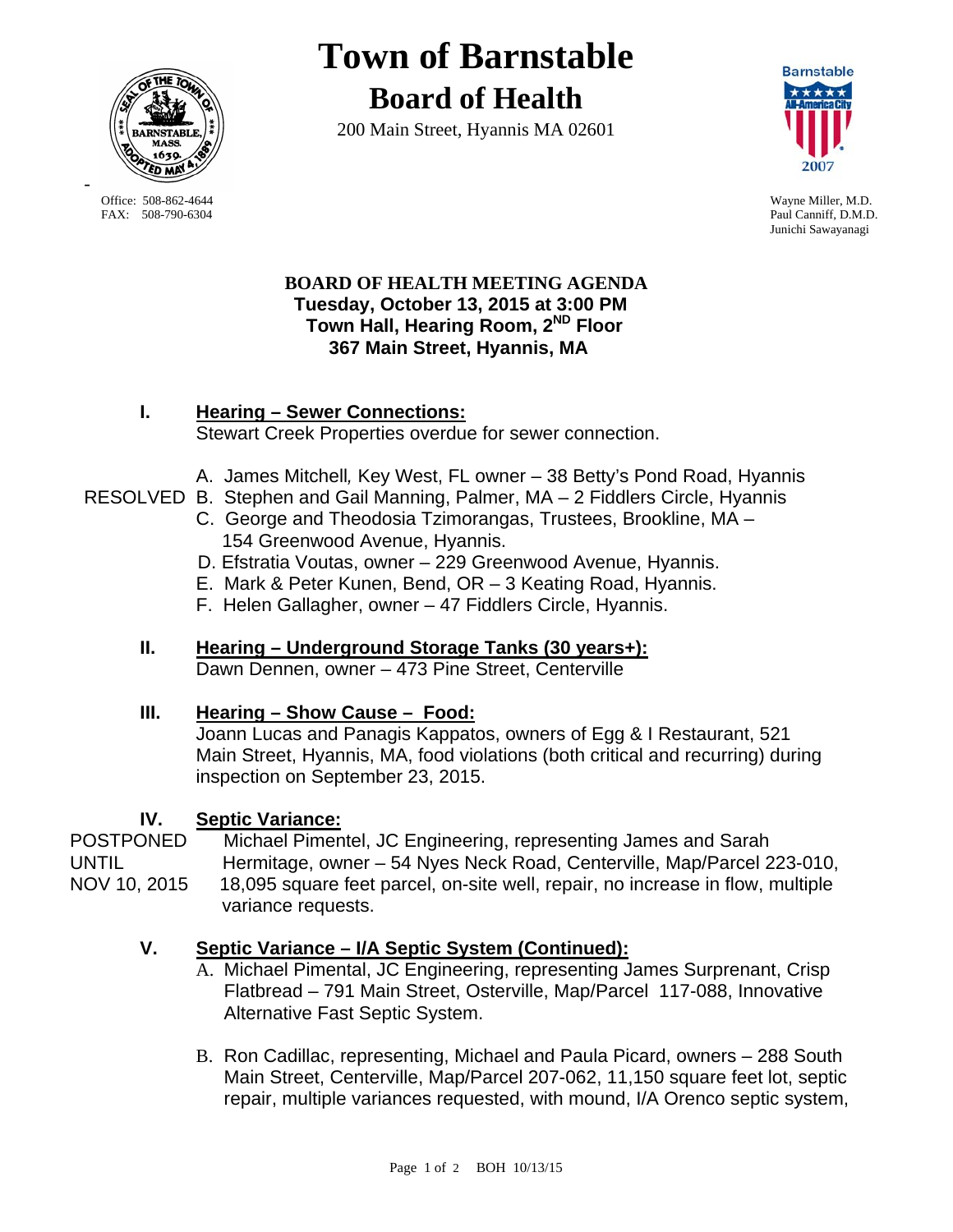# Town of Barnstable

## Board of Health

200 Main Street, Hyannis MA 02601

Office: 508-862-4644
FAX: 508-790-6304

Wayne Miller, M.D.
Paul Canniff, D.M.D.
Junichi Sawayanagi

**BOARD OF HEALTH MEETING AGENDA**
**Tuesday, October 13, 2015 at 3:00 PM**
**Town Hall, Hearing Room, 2ND Floor**
**367 Main Street, Hyannis, MA**

**I. Hearing – Sewer Connections:**

Stewart Creek Properties overdue for sewer connection.

A. James Mitchell, Key West, FL owner – 38 Betty's Pond Road, Hyannis

RESOLVED B. Stephen and Gail Manning, Palmer, MA – 2 Fiddlers Circle, Hyannis

C. George and Theodosia Tzimorangas, Trustees, Brookline, MA – 154 Greenwood Avenue, Hyannis.

D. Efstratia Voutas, owner – 229 Greenwood Avenue, Hyannis.

E. Mark & Peter Kunen, Bend, OR – 3 Keating Road, Hyannis.

F. Helen Gallagher, owner – 47 Fiddlers Circle, Hyannis.

**II. Hearing – Underground Storage Tanks (30 years+):**

Dawn Dennen, owner – 473 Pine Street, Centerville

**III. Hearing – Show Cause – Food:**

Joann Lucas and Panagis Kappatos, owners of Egg & I Restaurant, 521 Main Street, Hyannis, MA, food violations (both critical and recurring) during inspection on September 23, 2015.

**IV. Septic Variance:**

POSTPONED UNTIL NOV 10, 2015 — Michael Pimentel, JC Engineering, representing James and Sarah Hermitage, owner – 54 Nyes Neck Road, Centerville, Map/Parcel 223-010, 18,095 square feet parcel, on-site well, repair, no increase in flow, multiple variance requests.

**V. Septic Variance – I/A Septic System (Continued):**

A. Michael Pimental, JC Engineering, representing James Surprenant, Crisp Flatbread – 791 Main Street, Osterville, Map/Parcel 117-088, Innovative Alternative Fast Septic System.

B. Ron Cadillac, representing, Michael and Paula Picard, owners – 288 South Main Street, Centerville, Map/Parcel 207-062, 11,150 square feet lot, septic repair, multiple variances requested, with mound, I/A Orenco septic system,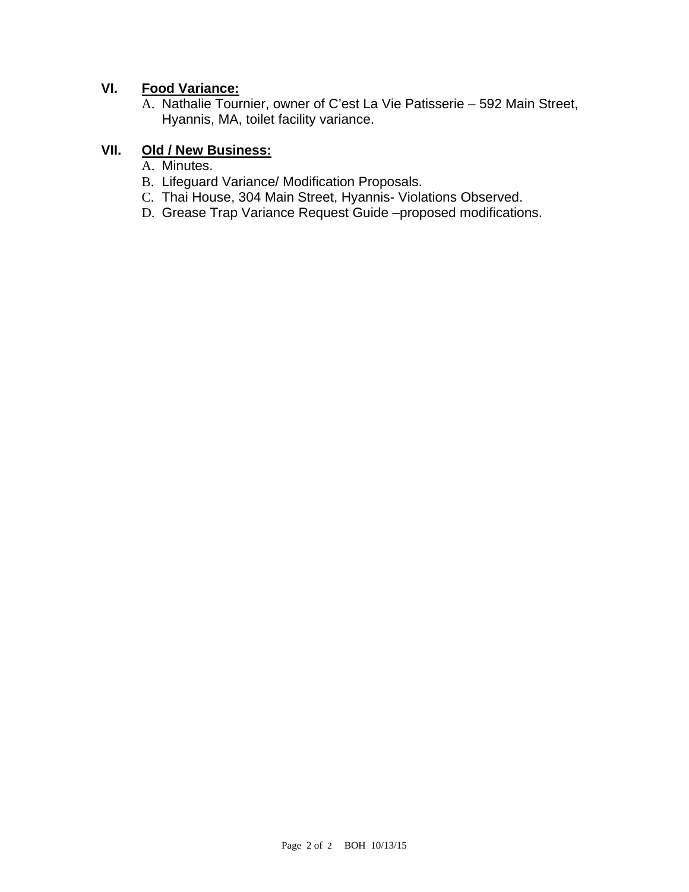## VI. Food Variance:

A. Nathalie Tournier, owner of C'est La Vie Patisserie – 592 Main Street, Hyannis, MA, toilet facility variance.

## VII. Old / New Business:

A. Minutes.
B. Lifeguard Variance/ Modification Proposals.
C. Thai House, 304 Main Street, Hyannis- Violations Observed.
D. Grease Trap Variance Request Guide –proposed modifications.